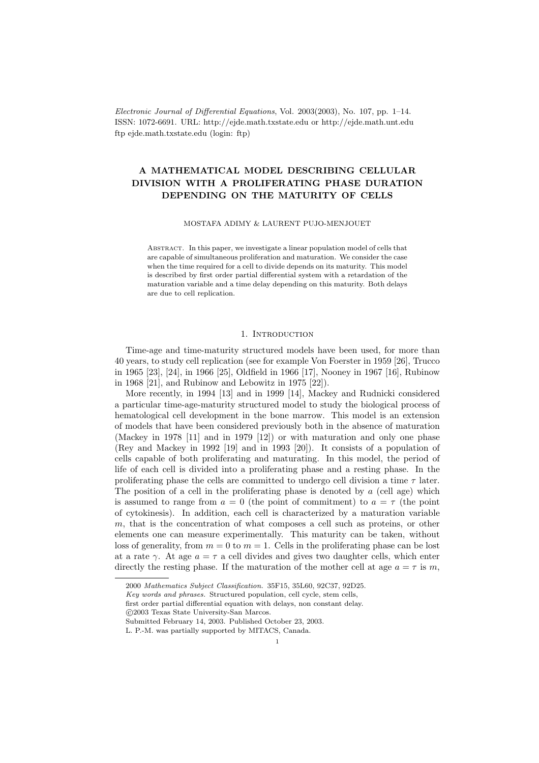*Electronic Journal of Differential Equations*, Vol. 2003(2003), No. 107, pp. 1–14.
ISSN: 1072-6691. URL: http://ejde.math.txstate.edu or http://ejde.math.unt.edu
ftp ejde.math.txstate.edu (login: ftp)

# A MATHEMATICAL MODEL DESCRIBING CELLULAR DIVISION WITH A PROLIFERATING PHASE DURATION DEPENDING ON THE MATURITY OF CELLS

MOSTAFA ADIMY & LAURENT PUJO-MENJOUET

Abstract. In this paper, we investigate a linear population model of cells that are capable of simultaneous proliferation and maturation. We consider the case when the time required for a cell to divide depends on its maturity. This model is described by first order partial differential system with a retardation of the maturation variable and a time delay depending on this maturity. Both delays are due to cell replication.

## 1. Introduction

Time-age and time-maturity structured models have been used, for more than 40 years, to study cell replication (see for example Von Foerster in 1959 [26], Trucco in 1965 [23], [24], in 1966 [25], Oldfield in 1966 [17], Nooney in 1967 [16], Rubinow in 1968 [21], and Rubinow and Lebowitz in 1975 [22]).

More recently, in 1994 [13] and in 1999 [14], Mackey and Rudnicki considered a particular time-age-maturity structured model to study the biological process of hematological cell development in the bone marrow. This model is an extension of models that have been considered previously both in the absence of maturation (Mackey in 1978 [11] and in 1979 [12]) or with maturation and only one phase (Rey and Mackey in 1992 [19] and in 1993 [20]). It consists of a population of cells capable of both proliferating and maturating. In this model, the period of life of each cell is divided into a proliferating phase and a resting phase. In the proliferating phase the cells are committed to undergo cell division a time $\tau$ later. The position of a cell in the proliferating phase is denoted by $a$ (cell age) which is assumed to range from $a = 0$ (the point of commitment) to $a = \tau$ (the point of cytokinesis). In addition, each cell is characterized by a maturation variable $m$, that is the concentration of what composes a cell such as proteins, or other elements one can measure experimentally. This maturity can be taken, without loss of generality, from $m = 0$ to $m = 1$. Cells in the proliferating phase can be lost at a rate $\gamma$. At age $a = \tau$ a cell divides and gives two daughter cells, which enter directly the resting phase. If the maturation of the mother cell at age $a = \tau$ is $m$,

---

2000 *Mathematics Subject Classification.* 35F15, 35L60, 92C37, 92D25.
*Key words and phrases.* Structured population, cell cycle, stem cells, first order partial differential equation with delays, non constant delay.
©2003 Texas State University-San Marcos.
Submitted February 14, 2003. Published October 23, 2003.
L. P.-M. was partially supported by MITACS, Canada.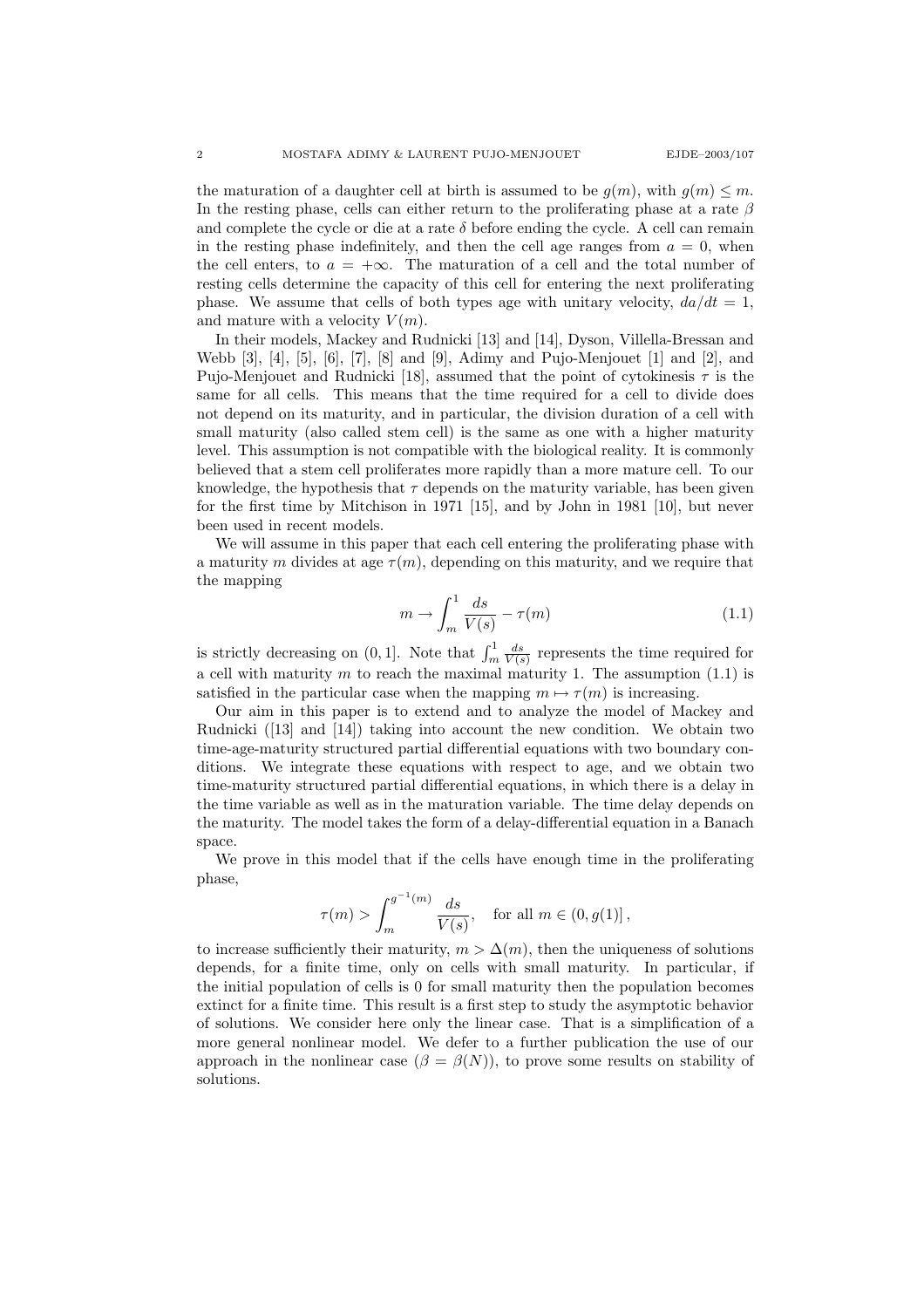the maturation of a daughter cell at birth is assumed to be $g(m)$, with $g(m) \leq m$. In the resting phase, cells can either return to the proliferating phase at a rate $\beta$ and complete the cycle or die at a rate $\delta$ before ending the cycle. A cell can remain in the resting phase indefinitely, and then the cell age ranges from $a = 0$, when the cell enters, to $a = +\infty$. The maturation of a cell and the total number of resting cells determine the capacity of this cell for entering the next proliferating phase. We assume that cells of both types age with unitary velocity, $da/dt = 1$, and mature with a velocity $V(m)$.

In their models, Mackey and Rudnicki [13] and [14], Dyson, Villella-Bressan and Webb [3], [4], [5], [6], [7], [8] and [9], Adimy and Pujo-Menjouet [1] and [2], and Pujo-Menjouet and Rudnicki [18], assumed that the point of cytokinesis $\tau$ is the same for all cells. This means that the time required for a cell to divide does not depend on its maturity, and in particular, the division duration of a cell with small maturity (also called stem cell) is the same as one with a higher maturity level. This assumption is not compatible with the biological reality. It is commonly believed that a stem cell proliferates more rapidly than a more mature cell. To our knowledge, the hypothesis that $\tau$ depends on the maturity variable, has been given for the first time by Mitchison in 1971 [15], and by John in 1981 [10], but never been used in recent models.

We will assume in this paper that each cell entering the proliferating phase with a maturity $m$ divides at age $\tau(m)$, depending on this maturity, and we require that the mapping

$$m \to \int_m^1 \frac{ds}{V(s)} - \tau(m) \tag{1.1}$$

is strictly decreasing on $(0, 1]$. Note that $\int_m^1 \frac{ds}{V(s)}$ represents the time required for a cell with maturity $m$ to reach the maximal maturity 1. The assumption (1.1) is satisfied in the particular case when the mapping $m \mapsto \tau(m)$ is increasing.

Our aim in this paper is to extend and to analyze the model of Mackey and Rudnicki ([13] and [14]) taking into account the new condition. We obtain two time-age-maturity structured partial differential equations with two boundary conditions. We integrate these equations with respect to age, and we obtain two time-maturity structured partial differential equations, in which there is a delay in the time variable as well as in the maturation variable. The time delay depends on the maturity. The model takes the form of a delay-differential equation in a Banach space.

We prove in this model that if the cells have enough time in the proliferating phase,

$$\tau(m) > \int_m^{g^{-1}(m)} \frac{ds}{V(s)}, \quad \text{for all } m \in (0, g(1)]\,,$$

to increase sufficiently their maturity, $m > \Delta(m)$, then the uniqueness of solutions depends, for a finite time, only on cells with small maturity. In particular, if the initial population of cells is 0 for small maturity then the population becomes extinct for a finite time. This result is a first step to study the asymptotic behavior of solutions. We consider here only the linear case. That is a simplification of a more general nonlinear model. We defer to a further publication the use of our approach in the nonlinear case ($\beta = \beta(N)$), to prove some results on stability of solutions.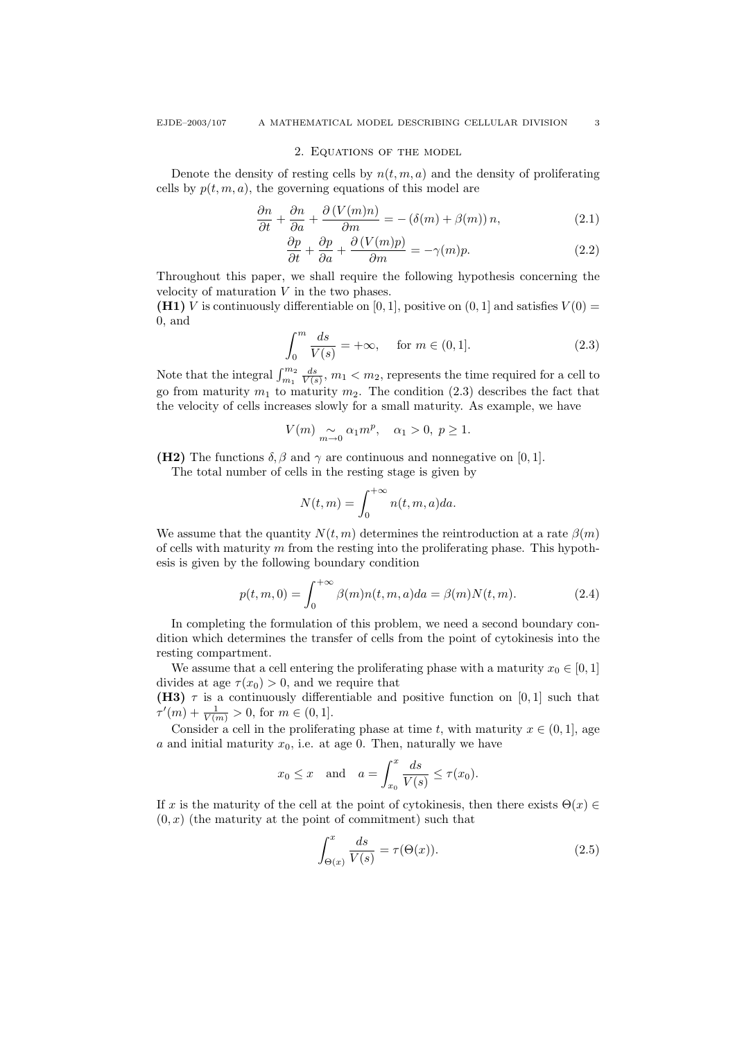## 2. Equations of the model

Denote the density of resting cells by $n(t, m, a)$ and the density of proliferating cells by $p(t, m, a)$, the governing equations of this model are

$$\frac{\partial n}{\partial t} + \frac{\partial n}{\partial a} + \frac{\partial (V(m)n)}{\partial m} = -(\delta(m) + \beta(m))\, n, \tag{2.1}$$

$$\frac{\partial p}{\partial t} + \frac{\partial p}{\partial a} + \frac{\partial (V(m)p)}{\partial m} = -\gamma(m) p. \tag{2.2}$$

Throughout this paper, we shall require the following hypothesis concerning the velocity of maturation $V$ in the two phases.

**(H1)** $V$ is continuously differentiable on $[0, 1]$, positive on $(0, 1]$ and satisfies $V(0) = 0$, and

$$\int_0^m \frac{ds}{V(s)} = +\infty, \quad \text{for } m \in (0, 1]. \tag{2.3}$$

Note that the integral $\int_{m_1}^{m_2} \frac{ds}{V(s)}$, $m_1 < m_2$, represents the time required for a cell to go from maturity $m_1$ to maturity $m_2$. The condition (2.3) describes the fact that the velocity of cells increases slowly for a small maturity. As example, we have

$$V(m) \underset{m \to 0}{\sim} \alpha_1 m^p, \quad \alpha_1 > 0, \; p \geq 1.$$

**(H2)** The functions $\delta, \beta$ and $\gamma$ are continuous and nonnegative on $[0, 1]$.

The total number of cells in the resting stage is given by

$$N(t, m) = \int_0^{+\infty} n(t, m, a) da.$$

We assume that the quantity $N(t, m)$ determines the reintroduction at a rate $\beta(m)$ of cells with maturity $m$ from the resting into the proliferating phase. This hypothesis is given by the following boundary condition

$$p(t, m, 0) = \int_0^{+\infty} \beta(m) n(t, m, a) da = \beta(m) N(t, m). \tag{2.4}$$

In completing the formulation of this problem, we need a second boundary condition which determines the transfer of cells from the point of cytokinesis into the resting compartment.

We assume that a cell entering the proliferating phase with a maturity $x_0 \in [0, 1]$ divides at age $\tau(x_0) > 0$, and we require that

**(H3)** $\tau$ is a continuously differentiable and positive function on $[0, 1]$ such that $\tau'(m) + \frac{1}{V(m)} > 0$, for $m \in (0, 1]$.

Consider a cell in the proliferating phase at time $t$, with maturity $x \in (0, 1]$, age $a$ and initial maturity $x_0$, i.e. at age 0. Then, naturally we have

$$x_0 \leq x \quad \text{and} \quad a = \int_{x_0}^{x} \frac{ds}{V(s)} \leq \tau(x_0).$$

If $x$ is the maturity of the cell at the point of cytokinesis, then there exists $\Theta(x) \in (0, x)$ (the maturity at the point of commitment) such that

$$\int_{\Theta(x)}^{x} \frac{ds}{V(s)} = \tau(\Theta(x)). \tag{2.5}$$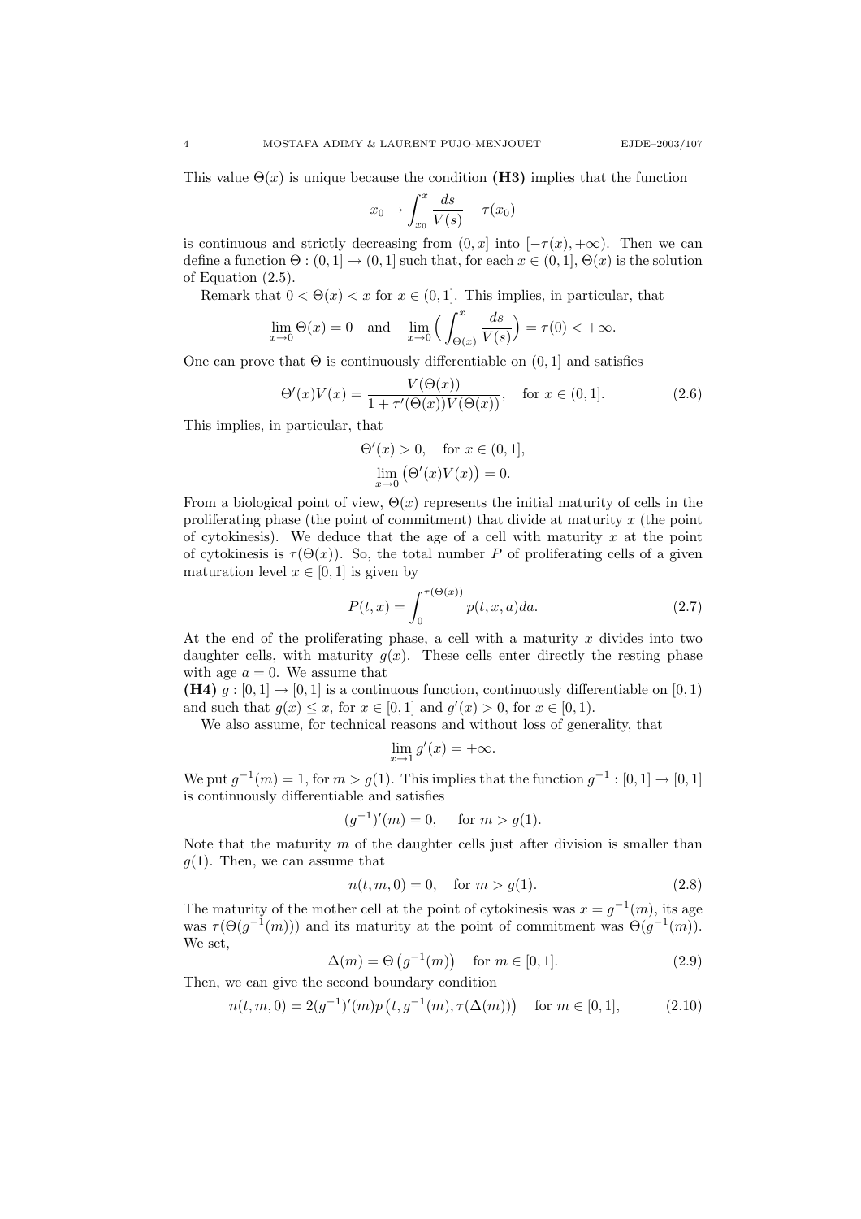This value $\Theta(x)$ is unique because the condition **(H3)** implies that the function

$$x_0 \to \int_{x_0}^{x} \frac{ds}{V(s)} - \tau(x_0)$$

is continuous and strictly decreasing from $(0, x]$ into $[-\tau(x), +\infty)$. Then we can define a function $\Theta : (0,1] \to (0,1]$ such that, for each $x \in (0,1]$, $\Theta(x)$ is the solution of Equation (2.5).

Remark that $0 < \Theta(x) < x$ for $x \in (0,1]$. This implies, in particular, that

$$\lim_{x \to 0} \Theta(x) = 0 \quad \text{and} \quad \lim_{x \to 0} \Big( \int_{\Theta(x)}^{x} \frac{ds}{V(s)} \Big) = \tau(0) < +\infty.$$

One can prove that $\Theta$ is continuously differentiable on $(0,1]$ and satisfies

$$\Theta'(x)V(x) = \frac{V(\Theta(x))}{1 + \tau'(\Theta(x))V(\Theta(x))}, \quad \text{for } x \in (0,1]. \tag{2.6}$$

This implies, in particular, that

$$\Theta'(x) > 0, \quad \text{for } x \in (0,1],$$
$$\lim_{x \to 0} \big(\Theta'(x)V(x)\big) = 0.$$

From a biological point of view, $\Theta(x)$ represents the initial maturity of cells in the proliferating phase (the point of commitment) that divide at maturity $x$ (the point of cytokinesis). We deduce that the age of a cell with maturity $x$ at the point of cytokinesis is $\tau(\Theta(x))$. So, the total number $P$ of proliferating cells of a given maturation level $x \in [0,1]$ is given by

$$P(t,x) = \int_0^{\tau(\Theta(x))} p(t,x,a)da. \tag{2.7}$$

At the end of the proliferating phase, a cell with a maturity $x$ divides into two daughter cells, with maturity $g(x)$. These cells enter directly the resting phase with age $a = 0$. We assume that

**(H4)** $g : [0,1] \to [0,1]$ is a continuous function, continuously differentiable on $[0,1)$ and such that $g(x) \le x$, for $x \in [0,1]$ and $g'(x) > 0$, for $x \in [0,1)$.

We also assume, for technical reasons and without loss of generality, that

$$\lim_{x \to 1} g'(x) = +\infty.$$

We put $g^{-1}(m) = 1$, for $m > g(1)$. This implies that the function $g^{-1} : [0,1] \to [0,1]$ is continuously differentiable and satisfies

$$(g^{-1})'(m) = 0, \quad \text{for } m > g(1).$$

Note that the maturity $m$ of the daughter cells just after division is smaller than $g(1)$. Then, we can assume that

$$n(t,m,0) = 0, \quad \text{for } m > g(1). \tag{2.8}$$

The maturity of the mother cell at the point of cytokinesis was $x = g^{-1}(m)$, its age was $\tau(\Theta(g^{-1}(m)))$ and its maturity at the point of commitment was $\Theta(g^{-1}(m))$. We set,

$$\Delta(m) = \Theta\big(g^{-1}(m)\big) \quad \text{for } m \in [0,1]. \tag{2.9}$$

Then, we can give the second boundary condition

$$n(t,m,0) = 2(g^{-1})'(m)p\big(t, g^{-1}(m), \tau(\Delta(m))\big) \quad \text{for } m \in [0,1], \tag{2.10}$$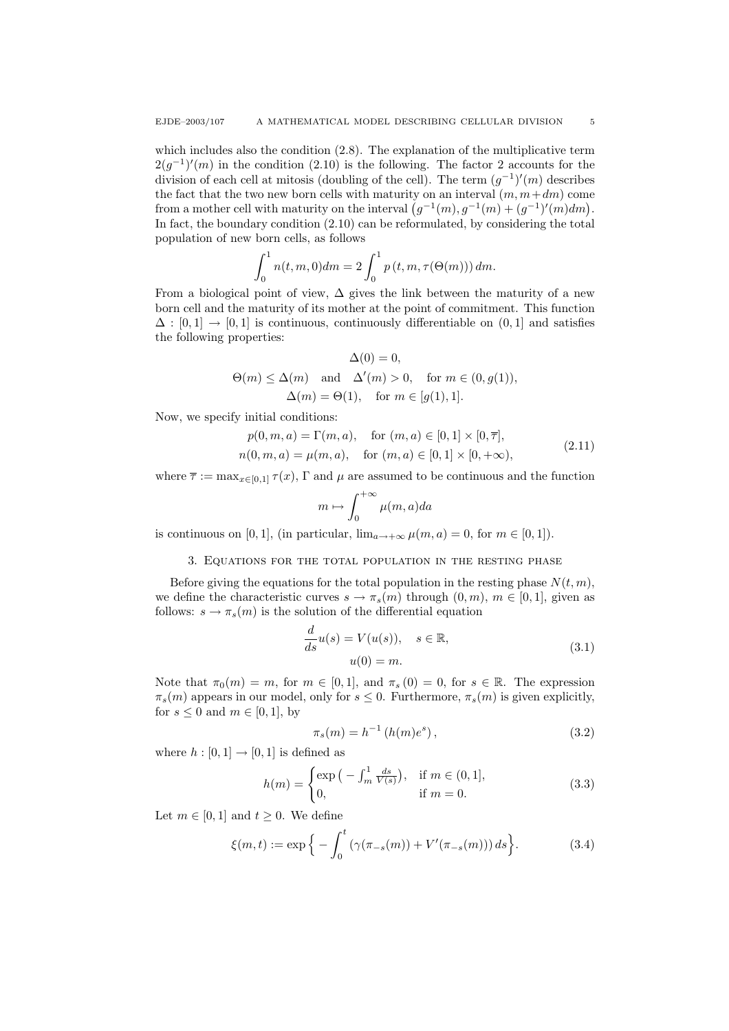which includes also the condition (2.8). The explanation of the multiplicative term $2(g^{-1})'(m)$ in the condition (2.10) is the following. The factor 2 accounts for the division of each cell at mitosis (doubling of the cell). The term $(g^{-1})'(m)$ describes the fact that the two new born cells with maturity on an interval $(m, m+dm)$ come from a mother cell with maturity on the interval $\big(g^{-1}(m), g^{-1}(m) + (g^{-1})'(m)dm\big)$. In fact, the boundary condition (2.10) can be reformulated, by considering the total population of new born cells, as follows

$$\int_0^1 n(t,m,0)dm = 2\int_0^1 p\left(t,m,\tau(\Theta(m))\right)dm.$$

From a biological point of view, $\Delta$ gives the link between the maturity of a new born cell and the maturity of its mother at the point of commitment. This function $\Delta : [0,1] \to [0,1]$ is continuous, continuously differentiable on $(0,1]$ and satisfies the following properties:

$$\Delta(0) = 0,$$
$$\Theta(m) \le \Delta(m) \quad \text{and} \quad \Delta'(m) > 0, \quad \text{for } m \in (0, g(1)),$$
$$\Delta(m) = \Theta(1), \quad \text{for } m \in [g(1), 1].$$

Now, we specify initial conditions:

$$\begin{aligned} p(0,m,a) &= \Gamma(m,a), \quad \text{for } (m,a) \in [0,1] \times [0,\overline{\tau}], \\ n(0,m,a) &= \mu(m,a), \quad \text{for } (m,a) \in [0,1] \times [0,+\infty), \end{aligned} \tag{2.11}$$

where $\overline{\tau} := \max_{x\in[0,1]} \tau(x)$, $\Gamma$ and $\mu$ are assumed to be continuous and the function

$$m \mapsto \int_0^{+\infty} \mu(m,a)da$$

is continuous on $[0,1]$, (in particular, $\lim_{a\to+\infty} \mu(m,a) = 0$, for $m \in [0,1)$).

## 3. Equations for the total population in the resting phase

Before giving the equations for the total population in the resting phase $N(t,m)$, we define the characteristic curves $s \to \pi_s(m)$ through $(0,m)$, $m \in [0,1]$, given as follows: $s \to \pi_s(m)$ is the solution of the differential equation

$$\begin{aligned} \frac{d}{ds}u(s) &= V(u(s)), \quad s \in \mathbb{R}, \\ u(0) &= m. \end{aligned} \tag{3.1}$$

Note that $\pi_0(m) = m$, for $m \in [0,1]$, and $\pi_s(0) = 0$, for $s \in \mathbb{R}$. The expression $\pi_s(m)$ appears in our model, only for $s \le 0$. Furthermore, $\pi_s(m)$ is given explicitly, for $s \le 0$ and $m \in [0,1]$, by

$$\pi_s(m) = h^{-1}\left(h(m)e^s\right), \tag{3.2}$$

where $h : [0,1] \to [0,1]$ is defined as

$$h(m) = \begin{cases} \exp\big(-\int_m^1 \frac{ds}{V(s)}\big), & \text{if } m \in (0,1], \\ 0, & \text{if } m = 0. \end{cases} \tag{3.3}$$

Let $m \in [0,1]$ and $t \ge 0$. We define

$$\xi(m,t) := \exp\Big\{-\int_0^t \left(\gamma(\pi_{-s}(m)) + V'(\pi_{-s}(m))\right)ds\Big\}. \tag{3.4}$$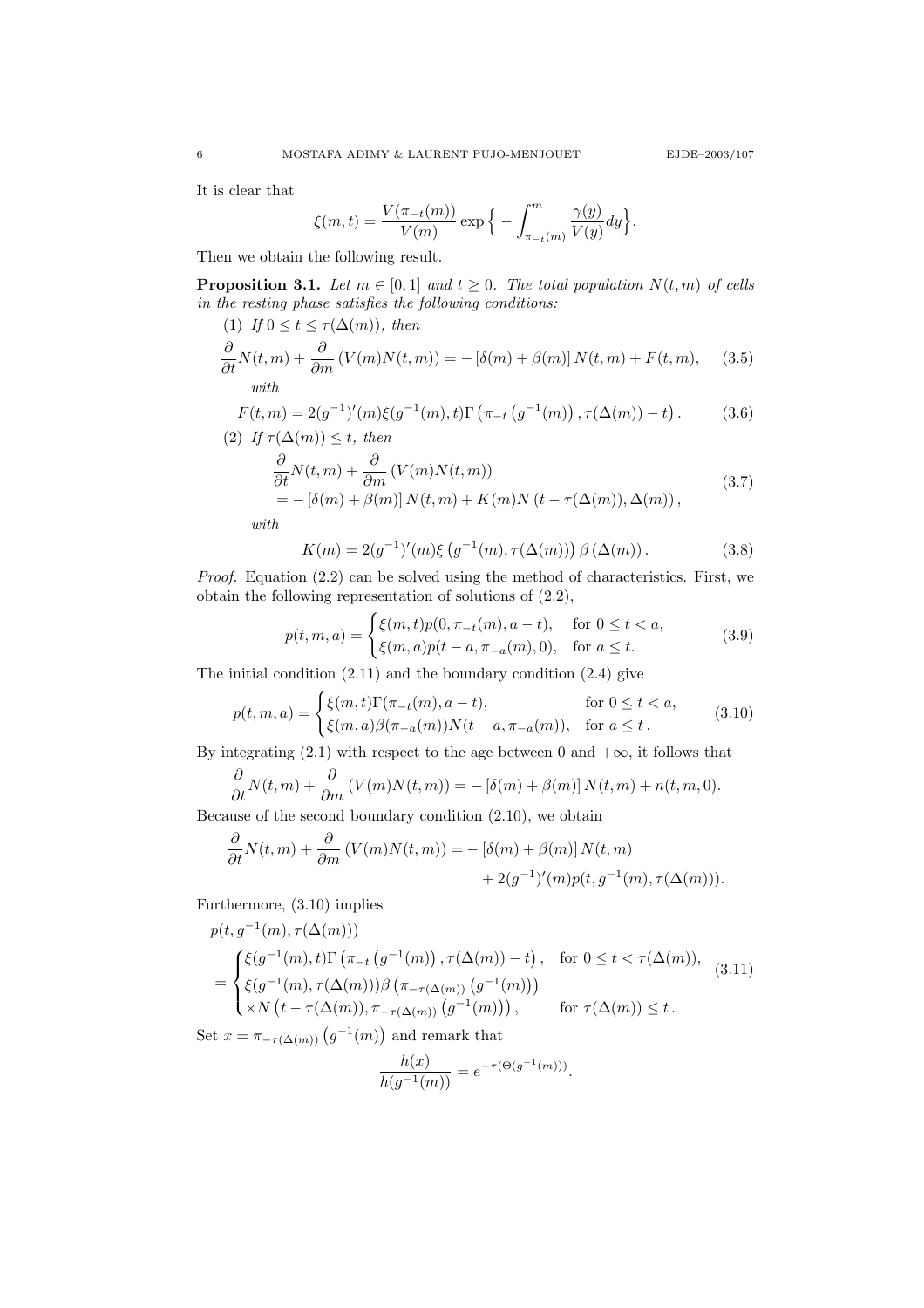It is clear that

$$\xi(m,t) = \frac{V(\pi_{-t}(m))}{V(m)} \exp\Big\{ -\int_{\pi_{-t}(m)}^{m} \frac{\gamma(y)}{V(y)} dy \Big\}.$$

Then we obtain the following result.

**Proposition 3.1.** *Let $m \in [0,1]$ and $t \geq 0$. The total population $N(t,m)$ of cells in the resting phase satisfies the following conditions:*

(1) *If $0 \leq t \leq \tau(\Delta(m))$, then*

$$\frac{\partial}{\partial t} N(t,m) + \frac{\partial}{\partial m}\left(V(m)N(t,m)\right) = -\left[\delta(m) + \beta(m)\right] N(t,m) + F(t,m), \quad (3.5)$$

*with*

$$F(t,m) = 2(g^{-1})'(m)\xi(g^{-1}(m),t)\Gamma\left(\pi_{-t}\left(g^{-1}(m)\right), \tau(\Delta(m)) - t\right). \quad (3.6)$$

(2) *If $\tau(\Delta(m)) \leq t$, then*

$$\begin{aligned} &\frac{\partial}{\partial t} N(t,m) + \frac{\partial}{\partial m}\left(V(m)N(t,m)\right) \\ &= -\left[\delta(m) + \beta(m)\right] N(t,m) + K(m) N\left(t - \tau(\Delta(m)), \Delta(m)\right), \end{aligned} \quad (3.7)$$

*with*

$$K(m) = 2(g^{-1})'(m)\xi\left(g^{-1}(m), \tau(\Delta(m))\right)\beta\left(\Delta(m)\right). \quad (3.8)$$

*Proof.* Equation (2.2) can be solved using the method of characteristics. First, we obtain the following representation of solutions of (2.2),

$$p(t,m,a) = \begin{cases} \xi(m,t)p(0,\pi_{-t}(m),a-t), & \text{for } 0 \leq t < a, \\ \xi(m,a)p(t-a,\pi_{-a}(m),0), & \text{for } a \leq t. \end{cases} \quad (3.9)$$

The initial condition (2.11) and the boundary condition (2.4) give

$$p(t,m,a) = \begin{cases} \xi(m,t)\Gamma(\pi_{-t}(m),a-t), & \text{for } 0 \leq t < a, \\ \xi(m,a)\beta(\pi_{-a}(m))N(t-a,\pi_{-a}(m)), & \text{for } a \leq t\,. \end{cases} \quad (3.10)$$

By integrating (2.1) with respect to the age between 0 and $+\infty$, it follows that

$$\frac{\partial}{\partial t} N(t,m) + \frac{\partial}{\partial m}\left(V(m)N(t,m)\right) = -\left[\delta(m) + \beta(m)\right] N(t,m) + n(t,m,0).$$

Because of the second boundary condition (2.10), we obtain

$$\begin{aligned} \frac{\partial}{\partial t} N(t,m) + \frac{\partial}{\partial m}\left(V(m)N(t,m)\right) = &-\left[\delta(m) + \beta(m)\right] N(t,m) \\ &+ 2(g^{-1})'(m)p(t,g^{-1}(m),\tau(\Delta(m))). \end{aligned}$$

Furthermore, (3.10) implies

$$\begin{aligned} &p(t,g^{-1}(m),\tau(\Delta(m))) \\ &= \begin{cases} \xi(g^{-1}(m),t)\Gamma\left(\pi_{-t}\left(g^{-1}(m)\right), \tau(\Delta(m)) - t\right), & \text{for } 0 \leq t < \tau(\Delta(m)), \\ \xi(g^{-1}(m),\tau(\Delta(m)))\beta\left(\pi_{-\tau(\Delta(m))}\left(g^{-1}(m)\right)\right) & \\ \times N\left(t - \tau(\Delta(m)), \pi_{-\tau(\Delta(m))}\left(g^{-1}(m)\right)\right), & \text{for } \tau(\Delta(m)) \leq t\,. \end{cases} \end{aligned} \quad (3.11)$$

Set $x = \pi_{-\tau(\Delta(m))}\left(g^{-1}(m)\right)$ and remark that

$$\frac{h(x)}{h(g^{-1}(m))} = e^{-\tau(\Theta(g^{-1}(m)))}.$$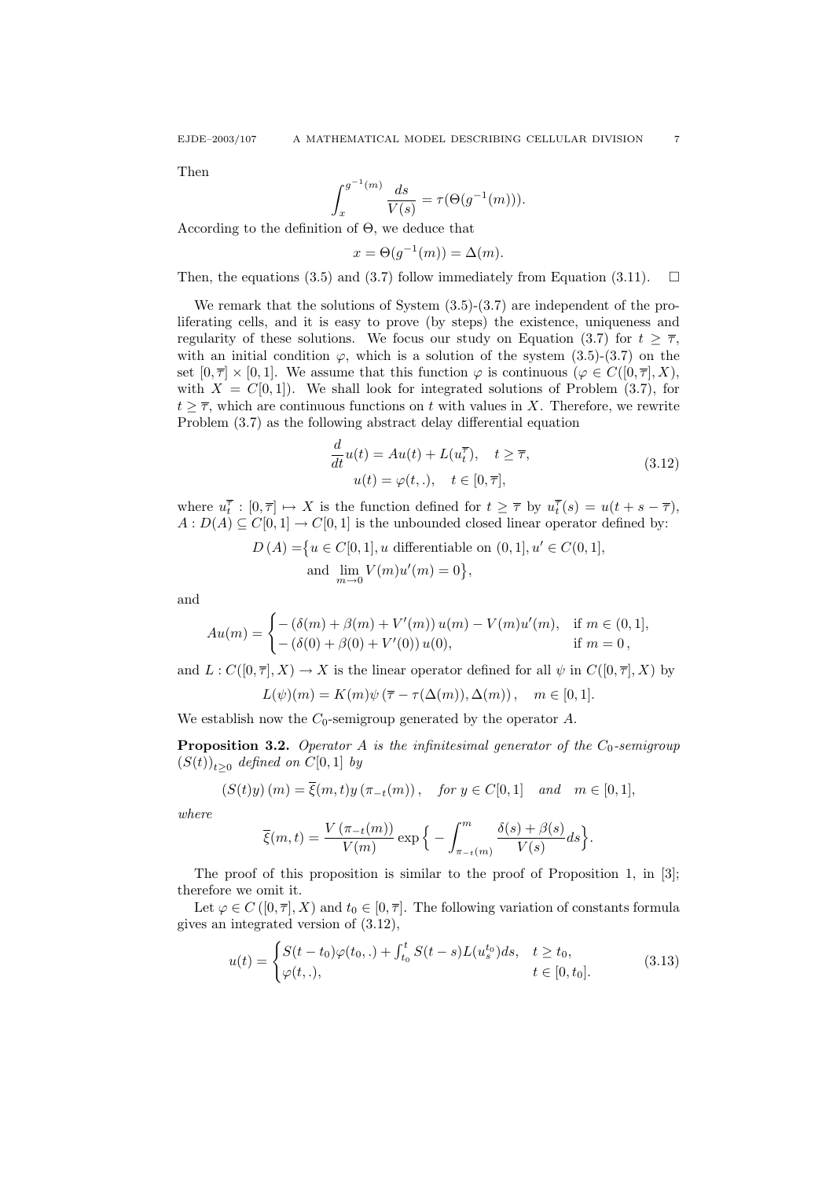Then

$$\int_x^{g^{-1}(m)} \frac{ds}{V(s)} = \tau(\Theta(g^{-1}(m))).$$

According to the definition of $\Theta$, we deduce that

$$x = \Theta(g^{-1}(m)) = \Delta(m).$$

Then, the equations (3.5) and (3.7) follow immediately from Equation (3.11). $\square$

We remark that the solutions of System (3.5)-(3.7) are independent of the proliferating cells, and it is easy to prove (by steps) the existence, uniqueness and regularity of these solutions. We focus our study on Equation (3.7) for $t \geq \overline{\tau}$, with an initial condition $\varphi$, which is a solution of the system (3.5)-(3.7) on the set $[0, \overline{\tau}] \times [0,1]$. We assume that this function $\varphi$ is continuous ($\varphi \in C([0,\overline{\tau}], X)$, with $X = C[0,1]$). We shall look for integrated solutions of Problem (3.7), for $t \geq \overline{\tau}$, which are continuous functions on $t$ with values in $X$. Therefore, we rewrite Problem (3.7) as the following abstract delay differential equation

$$\begin{gathered}
\frac{d}{dt} u(t) = Au(t) + L(u_t^{\overline{\tau}}), \quad t \geq \overline{\tau}, \\
u(t) = \varphi(t,.), \quad t \in [0, \overline{\tau}],
\end{gathered} \tag{3.12}$$

where $u_t^{\overline{\tau}} : [0, \overline{\tau}] \mapsto X$ is the function defined for $t \geq \overline{\tau}$ by $u_t^{\overline{\tau}}(s) = u(t + s - \overline{\tau})$, $A : D(A) \subseteq C[0,1] \to C[0,1]$ is the unbounded closed linear operator defined by:

$$\begin{aligned}
D\left(A\right) = \big\{ & u \in C[0,1], u \text{ differentiable on } (0,1], u' \in C(0,1], \\
& \text{and } \lim_{m \to 0} V(m) u'(m) = 0 \big\},
\end{aligned}$$

and

$$Au(m) = \begin{cases} -\left(\delta(m) + \beta(m) + V'(m)\right) u(m) - V(m) u'(m), & \text{if } m \in (0,1], \\ -\left(\delta(0) + \beta(0) + V'(0)\right) u(0), & \text{if } m = 0\,, \end{cases}$$

and $L : C([0,\overline{\tau}], X) \to X$ is the linear operator defined for all $\psi$ in $C([0,\overline{\tau}], X)$ by

$$L(\psi)(m) = K(m) \psi\left(\overline{\tau} - \tau(\Delta(m)), \Delta(m)\right), \quad m \in [0,1].$$

We establish now the $C_0$-semigroup generated by the operator $A$.

**Proposition 3.2.** *Operator $A$ is the infinitesimal generator of the $C_0$-semigroup $\left(S(t)\right)_{t \geq 0}$ defined on $C[0,1]$ by*

$$\left(S(t)y\right)(m) = \overline{\xi}(m,t) y\left(\pi_{-t}(m)\right), \quad \text{for } y \in C[0,1] \quad \text{and} \quad m \in [0,1],$$

*where*

$$\overline{\xi}(m,t) = \frac{V\left(\pi_{-t}(m)\right)}{V(m)} \exp\Big\{ - \int_{\pi_{-t}(m)}^{m} \frac{\delta(s) + \beta(s)}{V(s)} ds \Big\}.$$

The proof of this proposition is similar to the proof of Proposition 1, in [3]; therefore we omit it.

Let $\varphi \in C\left([0,\overline{\tau}], X\right)$ and $t_0 \in [0, \overline{\tau}]$. The following variation of constants formula gives an integrated version of (3.12),

$$u(t) = \begin{cases} S(t - t_0) \varphi(t_0, .) + \int_{t_0}^t S(t-s) L(u_s^{t_0}) ds, & t \geq t_0, \\ \varphi(t,.), & t \in [0, t_0]. \end{cases} \tag{3.13}$$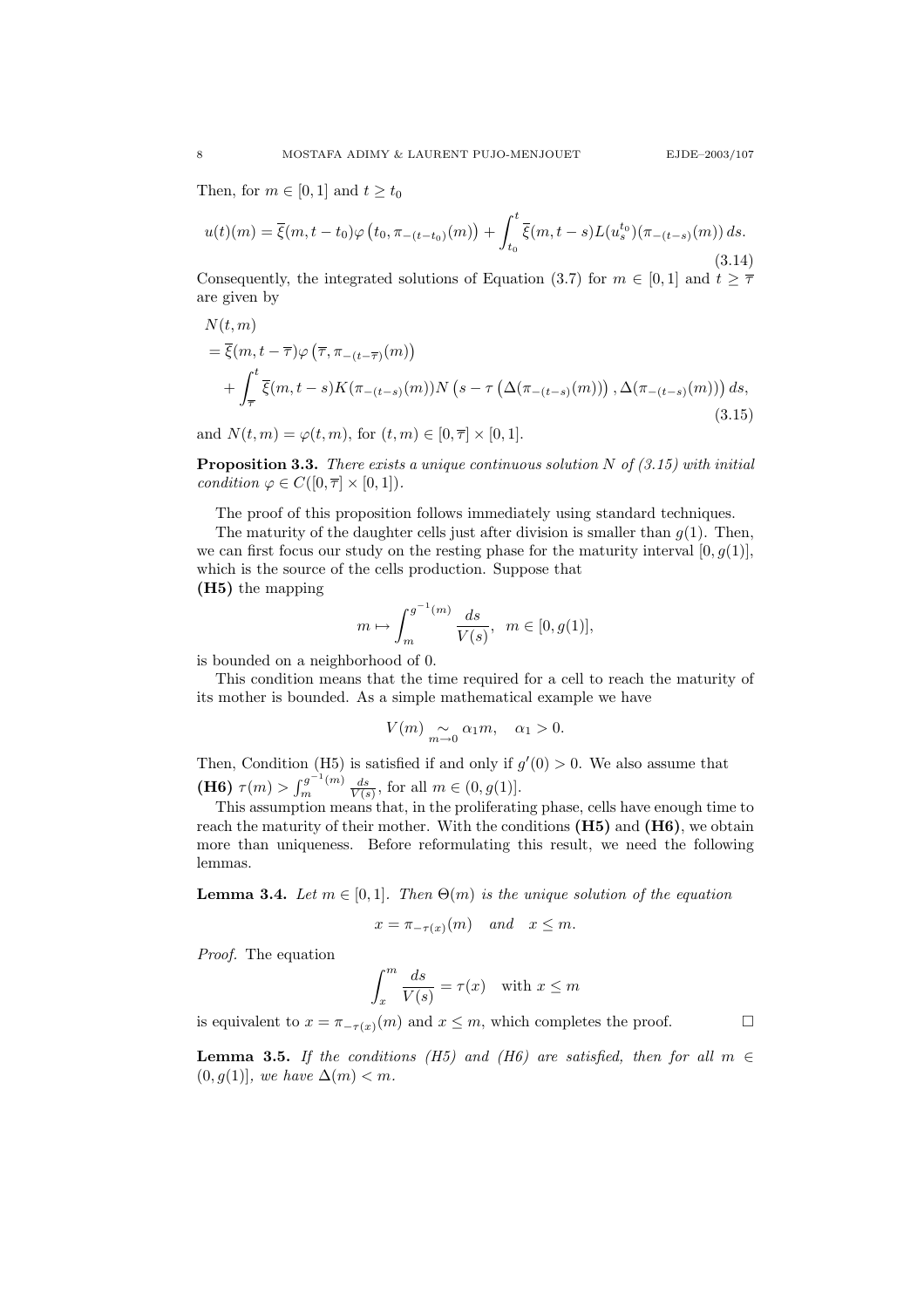Then, for $m \in [0,1]$ and $t \geq t_0$

$$u(t)(m) = \overline{\xi}(m, t-t_0)\varphi\left(t_0, \pi_{-(t-t_0)}(m)\right) + \int_{t_0}^{t} \overline{\xi}(m, t-s) L(u_s^{t_0})(\pi_{-(t-s)}(m))\, ds. \tag{3.14}$$

Consequently, the integrated solutions of Equation (3.7) for $m \in [0,1]$ and $t \geq \overline{\tau}$ are given by

$$\begin{aligned} &N(t,m) \\ &= \overline{\xi}(m, t-\overline{\tau})\varphi\left(\overline{\tau}, \pi_{-(t-\overline{\tau})}(m)\right) \\ &\quad + \int_{\overline{\tau}}^{t} \overline{\xi}(m, t-s) K(\pi_{-(t-s)}(m)) N\left(s - \tau\left(\Delta(\pi_{-(t-s)}(m))\right), \Delta(\pi_{-(t-s)}(m))\right) ds, \end{aligned} \tag{3.15}$$

and $N(t,m) = \varphi(t,m)$, for $(t,m) \in [0,\overline{\tau}] \times [0,1]$.

**Proposition 3.3.** *There exists a unique continuous solution $N$ of (3.15) with initial condition $\varphi \in C([0,\overline{\tau}] \times [0,1])$.*

The proof of this proposition follows immediately using standard techniques.

The maturity of the daughter cells just after division is smaller than $g(1)$. Then, we can first focus our study on the resting phase for the maturity interval $[0, g(1)]$, which is the source of the cells production. Suppose that

**(H5)** the mapping

$$m \mapsto \int_{m}^{g^{-1}(m)} \frac{ds}{V(s)}, \quad m \in [0, g(1)],$$

is bounded on a neighborhood of 0.

This condition means that the time required for a cell to reach the maturity of its mother is bounded. As a simple mathematical example we have

$$V(m) \underset{m \to 0}{\sim} \alpha_1 m, \quad \alpha_1 > 0.$$

Then, Condition (H5) is satisfied if and only if $g'(0) > 0$. We also assume that

**(H6)** $\tau(m) > \int_{m}^{g^{-1}(m)} \frac{ds}{V(s)}$, for all $m \in (0, g(1)]$.

This assumption means that, in the proliferating phase, cells have enough time to reach the maturity of their mother. With the conditions **(H5)** and **(H6)**, we obtain more than uniqueness. Before reformulating this result, we need the following lemmas.

**Lemma 3.4.** *Let $m \in [0,1]$. Then $\Theta(m)$ is the unique solution of the equation*

$$x = \pi_{-\tau(x)}(m) \quad \text{and} \quad x \leq m.$$

*Proof.* The equation

$$\int_{x}^{m} \frac{ds}{V(s)} = \tau(x) \quad \text{with } x \leq m$$

is equivalent to $x = \pi_{-\tau(x)}(m)$ and $x \leq m$, which completes the proof. $\square$

**Lemma 3.5.** *If the conditions (H5) and (H6) are satisfied, then for all $m \in (0, g(1)]$, we have $\Delta(m) < m$.*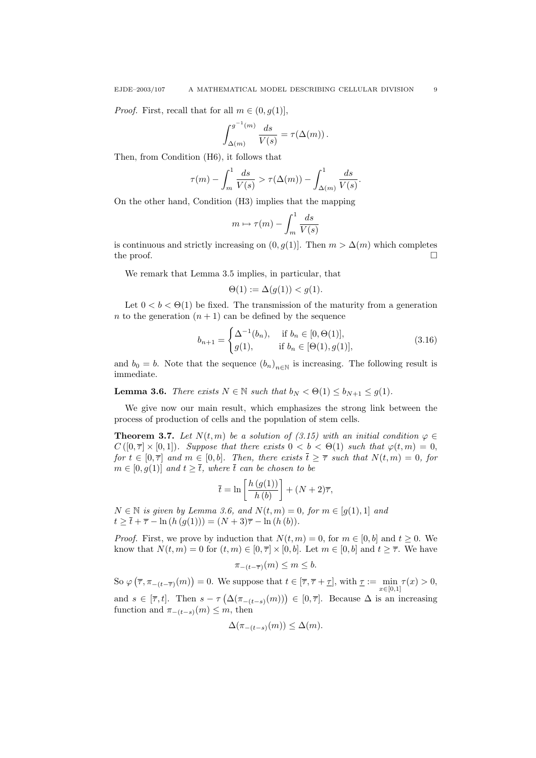*Proof.* First, recall that for all $m \in (0, g(1)]$,

$$\int_{\Delta(m)}^{g^{-1}(m)} \frac{ds}{V(s)} = \tau(\Delta(m)).$$

Then, from Condition (H6), it follows that

$$\tau(m) - \int_m^1 \frac{ds}{V(s)} > \tau(\Delta(m)) - \int_{\Delta(m)}^1 \frac{ds}{V(s)}.$$

On the other hand, Condition (H3) implies that the mapping

$$m \mapsto \tau(m) - \int_m^1 \frac{ds}{V(s)}$$

is continuous and strictly increasing on $(0, g(1)]$. Then $m > \Delta(m)$ which completes the proof. $\square$

We remark that Lemma 3.5 implies, in particular, that

$$\Theta(1) := \Delta(g(1)) < g(1).$$

Let $0 < b < \Theta(1)$ be fixed. The transmission of the maturity from a generation $n$ to the generation $(n+1)$ can be defined by the sequence

$$b_{n+1} = \begin{cases} \Delta^{-1}(b_n), & \text{if } b_n \in [0, \Theta(1)], \\ g(1), & \text{if } b_n \in [\Theta(1), g(1)], \end{cases} \tag{3.16}$$

and $b_0 = b$. Note that the sequence $(b_n)_{n \in \mathbb{N}}$ is increasing. The following result is immediate.

**Lemma 3.6.** *There exists $N \in \mathbb{N}$ such that $b_N < \Theta(1) \le b_{N+1} \le g(1)$.*

We give now our main result, which emphasizes the strong link between the process of production of cells and the population of stem cells.

**Theorem 3.7.** *Let $N(t,m)$ be a solution of (3.15) with an initial condition $\varphi \in C([0,\overline{\tau}] \times [0,1])$. Suppose that there exists $0 < b < \Theta(1)$ such that $\varphi(t,m) = 0$, for $t \in [0,\overline{\tau}]$ and $m \in [0,b]$. Then, there exists $\overline{t} \ge \overline{\tau}$ such that $N(t,m) = 0$, for $m \in [0, g(1)]$ and $t \ge \overline{t}$, where $\overline{t}$ can be chosen to be*

$$\overline{t} = \ln\left[\frac{h(g(1))}{h(b)}\right] + (N+2)\overline{\tau},$$

*$N \in \mathbb{N}$ is given by Lemma 3.6, and $N(t,m) = 0$, for $m \in [g(1), 1]$ and $t \ge \overline{t} + \overline{\tau} - \ln(h(g(1))) = (N+3)\overline{\tau} - \ln(h(b))$.*

*Proof.* First, we prove by induction that $N(t,m) = 0$, for $m \in [0,b]$ and $t \ge 0$. We know that $N(t,m) = 0$ for $(t,m) \in [0,\overline{\tau}] \times [0,b]$. Let $m \in [0,b]$ and $t \ge \overline{\tau}$. We have

$$\pi_{-(t-\overline{\tau})}(m) \le m \le b.$$

So $\varphi\left(\overline{\tau}, \pi_{-(t-\overline{\tau})}(m)\right) = 0$. We suppose that $t \in [\overline{\tau}, \overline{\tau} + \underline{\tau}]$, with $\underline{\tau} := \min\limits_{x \in [0,1]} \tau(x) > 0$, and $s \in [\overline{\tau}, t]$. Then $s - \tau\left(\Delta(\pi_{-(t-s)}(m))\right) \in [0, \overline{\tau}]$. Because $\Delta$ is an increasing function and $\pi_{-(t-s)}(m) \le m$, then

$$\Delta(\pi_{-(t-s)}(m)) \le \Delta(m).$$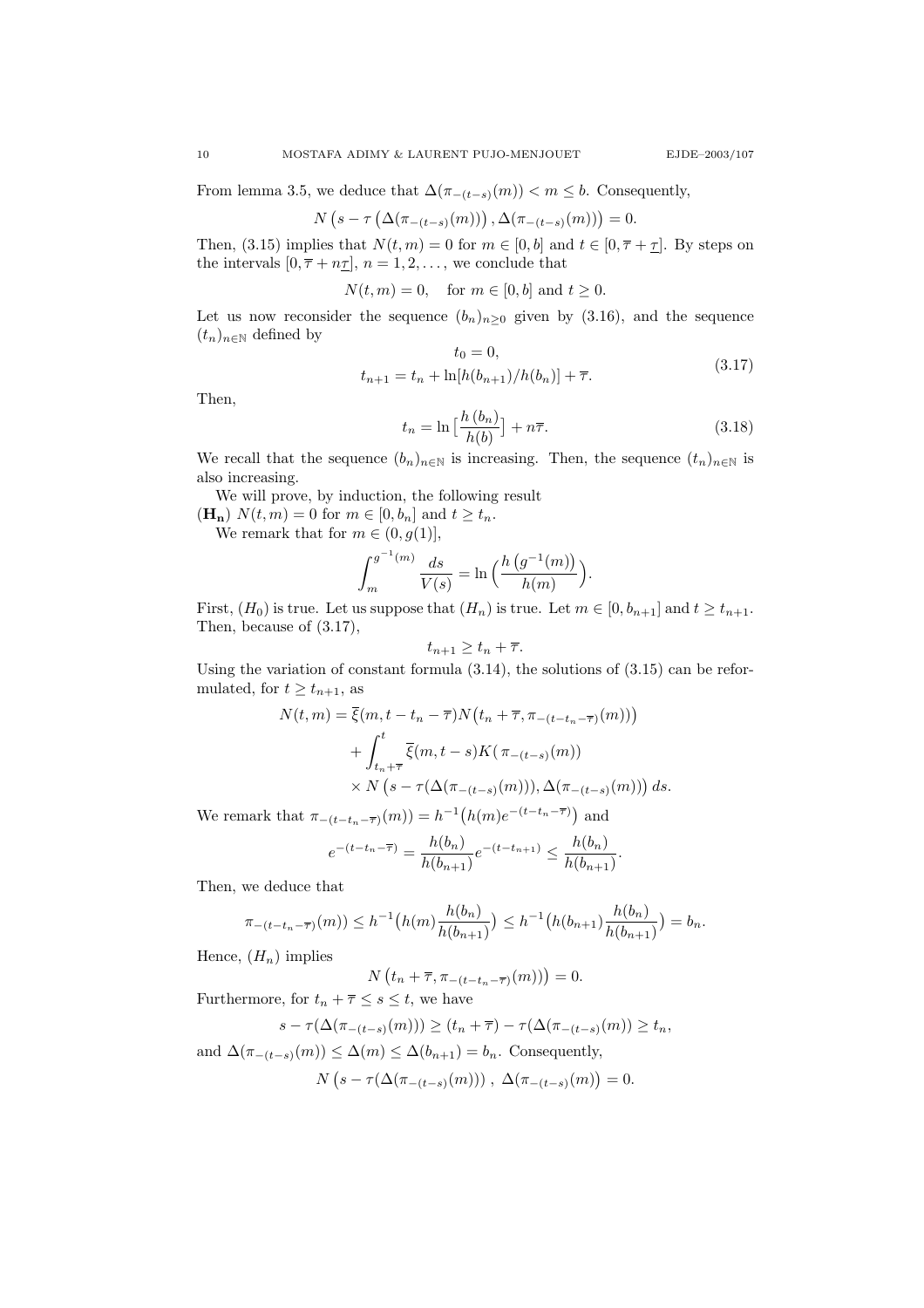From lemma 3.5, we deduce that $\Delta(\pi_{-(t-s)}(m)) < m \leq b$. Consequently,

$$N\left(s - \tau\left(\Delta(\pi_{-(t-s)}(m))\right), \Delta(\pi_{-(t-s)}(m))\right) = 0.$$

Then, (3.15) implies that $N(t,m) = 0$ for $m \in [0,b]$ and $t \in [0, \overline{\tau} + \underline{\tau}]$. By steps on the intervals $[0, \overline{\tau} + n\underline{\tau}]$, $n = 1, 2, \dots$, we conclude that

$$N(t,m) = 0, \quad \text{for } m \in [0,b] \text{ and } t \geq 0.$$

Let us now reconsider the sequence $(b_n)_{n\geq 0}$ given by (3.16), and the sequence $(t_n)_{n\in\mathbb{N}}$ defined by

$$\begin{gathered} t_0 = 0, \\ t_{n+1} = t_n + \ln[h(b_{n+1})/h(b_n)] + \overline{\tau}. \end{gathered} \tag{3.17}$$

Then,

$$t_n = \ln\big[\frac{h(b_n)}{h(b)}\big] + n\overline{\tau}. \tag{3.18}$$

We recall that the sequence $(b_n)_{n\in\mathbb{N}}$ is increasing. Then, the sequence $(t_n)_{n\in\mathbb{N}}$ is also increasing.

We will prove, by induction, the following result

$(\mathbf{H_n})$ $N(t,m) = 0$ for $m \in [0, b_n]$ and $t \geq t_n$.

We remark that for $m \in (0, g(1)]$,

$$\int_m^{g^{-1}(m)} \frac{ds}{V(s)} = \ln\Big(\frac{h\left(g^{-1}(m)\right)}{h(m)}\Big).$$

First, $(H_0)$ is true. Let us suppose that $(H_n)$ is true. Let $m \in [0, b_{n+1}]$ and $t \geq t_{n+1}$. Then, because of (3.17),

$$t_{n+1} \geq t_n + \overline{\tau}.$$

Using the variation of constant formula (3.14), the solutions of (3.15) can be reformulated, for $t \geq t_{n+1}$, as

$$\begin{aligned} N(t,m) = {}& \overline{\xi}(m, t - t_n - \overline{\tau}) N\big(t_n + \overline{\tau}, \pi_{-(t-t_n-\overline{\tau})}(m)\big)\big) \\ &+ \int_{t_n+\overline{\tau}}^t \overline{\xi}(m, t-s) K(\pi_{-(t-s)}(m)) \\ &\times N\left(s - \tau(\Delta(\pi_{-(t-s)}(m))), \Delta(\pi_{-(t-s)}(m))\right) ds. \end{aligned}$$

We remark that $\pi_{-(t-t_n-\overline{\tau})}(m)) = h^{-1}\big(h(m) e^{-(t-t_n-\overline{\tau})}\big)$ and

$$e^{-(t-t_n-\overline{\tau})} = \frac{h(b_n)}{h(b_{n+1})} e^{-(t-t_{n+1})} \leq \frac{h(b_n)}{h(b_{n+1})}.$$

Then, we deduce that

$$\pi_{-(t-t_n-\overline{\tau})}(m)) \leq h^{-1}\big(h(m) \frac{h(b_n)}{h(b_{n+1})}\big) \leq h^{-1}\big(h(b_{n+1}) \frac{h(b_n)}{h(b_{n+1})}\big) = b_n.$$

Hence, $(H_n)$ implies

$$N\left(t_n + \overline{\tau}, \pi_{-(t-t_n-\overline{\tau})}(m)\right)\big) = 0.$$

Furthermore, for $t_n + \overline{\tau} \leq s \leq t$, we have

$$s - \tau(\Delta(\pi_{-(t-s)}(m))) \geq (t_n + \overline{\tau}) - \tau(\Delta(\pi_{-(t-s)}(m)) \geq t_n,$$

and $\Delta(\pi_{-(t-s)}(m)) \leq \Delta(m) \leq \Delta(b_{n+1}) = b_n$. Consequently,

$$N\left(s - \tau(\Delta(\pi_{-(t-s)}(m)))\,,\ \Delta(\pi_{-(t-s)}(m)\right) = 0.$$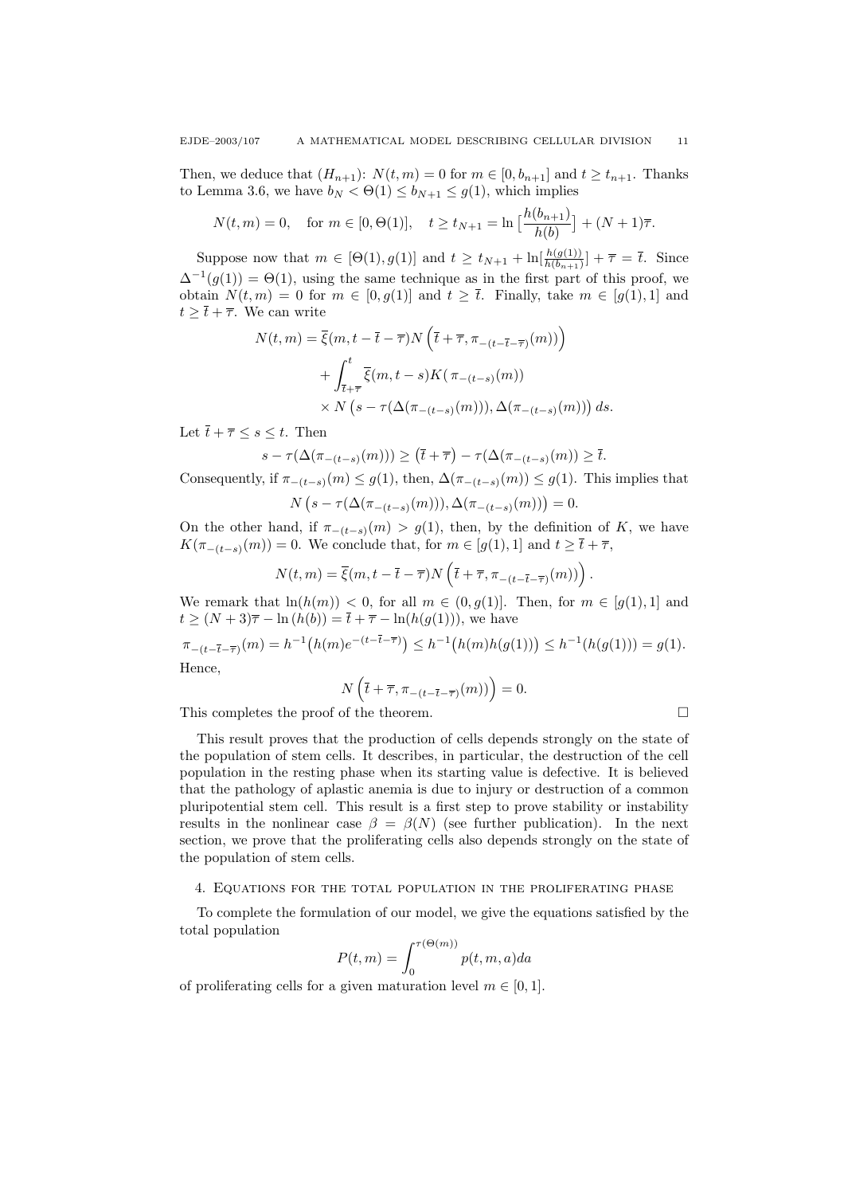Then, we deduce that $(H_{n+1})$: $N(t,m)=0$ for $m\in[0,b_{n+1}]$ and $t\geq t_{n+1}$. Thanks to Lemma 3.6, we have $b_N<\Theta(1)\leq b_{N+1}\leq g(1)$, which implies

$$N(t,m)=0,\quad \text{for } m\in[0,\Theta(1)],\quad t\geq t_{N+1}=\ln\big[\frac{h(b_{n+1})}{h(b)}\big]+(N+1)\overline{\tau}.$$

Suppose now that $m\in[\Theta(1),g(1)]$ and $t\geq t_{N+1}+\ln[\frac{h(g(1))}{h(b_{n+1})}]+\overline{\tau}=\overline{t}$. Since $\Delta^{-1}(g(1))=\Theta(1)$, using the same technique as in the first part of this proof, we obtain $N(t,m)=0$ for $m\in[0,g(1)]$ and $t\geq\overline{t}$. Finally, take $m\in[g(1),1]$ and $t\geq\overline{t}+\overline{\tau}$. We can write

$$\begin{aligned}
N(t,m)&=\overline{\xi}(m,t-\overline{t}-\overline{\tau})N\left(\overline{t}+\overline{\tau},\pi_{-(t-\overline{t}-\overline{\tau})}(m)\right)\\
&\quad+\int_{\overline{t}+\overline{\tau}}^{t}\overline{\xi}(m,t-s)K(\pi_{-(t-s)}(m))\\
&\quad\times N\left(s-\tau(\Delta(\pi_{-(t-s)}(m))),\Delta(\pi_{-(t-s)}(m))\right)ds.
\end{aligned}$$

Let $\overline{t}+\overline{\tau}\leq s\leq t$. Then

$$s-\tau(\Delta(\pi_{-(t-s)}(m)))\geq\left(\overline{t}+\overline{\tau}\right)-\tau(\Delta(\pi_{-(t-s)}(m))\geq\overline{t}.$$

Consequently, if $\pi_{-(t-s)}(m)\leq g(1)$, then, $\Delta(\pi_{-(t-s)}(m))\leq g(1)$. This implies that

$$N\left(s-\tau(\Delta(\pi_{-(t-s)}(m))),\Delta(\pi_{-(t-s)}(m))\right)=0.$$

On the other hand, if $\pi_{-(t-s)}(m)>g(1)$, then, by the definition of $K$, we have $K(\pi_{-(t-s)}(m))=0$. We conclude that, for $m\in[g(1),1]$ and $t\geq\overline{t}+\overline{\tau}$,

$$N(t,m)=\overline{\xi}(m,t-\overline{t}-\overline{\tau})N\left(\overline{t}+\overline{\tau},\pi_{-(t-\overline{t}-\overline{\tau})}(m)\right).$$

We remark that $\ln(h(m))<0$, for all $m\in(0,g(1)]$. Then, for $m\in[g(1),1]$ and $t\geq(N+3)\overline{\tau}-\ln(h(b))=\overline{t}+\overline{\tau}-\ln(h(g(1)))$, we have

$$\pi_{-(t-\overline{t}-\overline{\tau})}(m)=h^{-1}\big(h(m)e^{-(t-\overline{t}-\overline{\tau})}\big)\leq h^{-1}\big(h(m)h(g(1))\big)\leq h^{-1}(h(g(1)))=g(1).$$

Hence,

$$N\left(\overline{t}+\overline{\tau},\pi_{-(t-\overline{t}-\overline{\tau})}(m)\right)=0.$$

This completes the proof of the theorem. $\square$

This result proves that the production of cells depends strongly on the state of the population of stem cells. It describes, in particular, the destruction of the cell population in the resting phase when its starting value is defective. It is believed that the pathology of aplastic anemia is due to injury or destruction of a common pluripotential stem cell. This result is a first step to prove stability or instability results in the nonlinear case $\beta=\beta(N)$ (see further publication). In the next section, we prove that the proliferating cells also depends strongly on the state of the population of stem cells.

## 4. Equations for the total population in the proliferating phase

To complete the formulation of our model, we give the equations satisfied by the total population

$$P(t,m)=\int_0^{\tau(\Theta(m))}p(t,m,a)da$$

of proliferating cells for a given maturation level $m\in[0,1]$.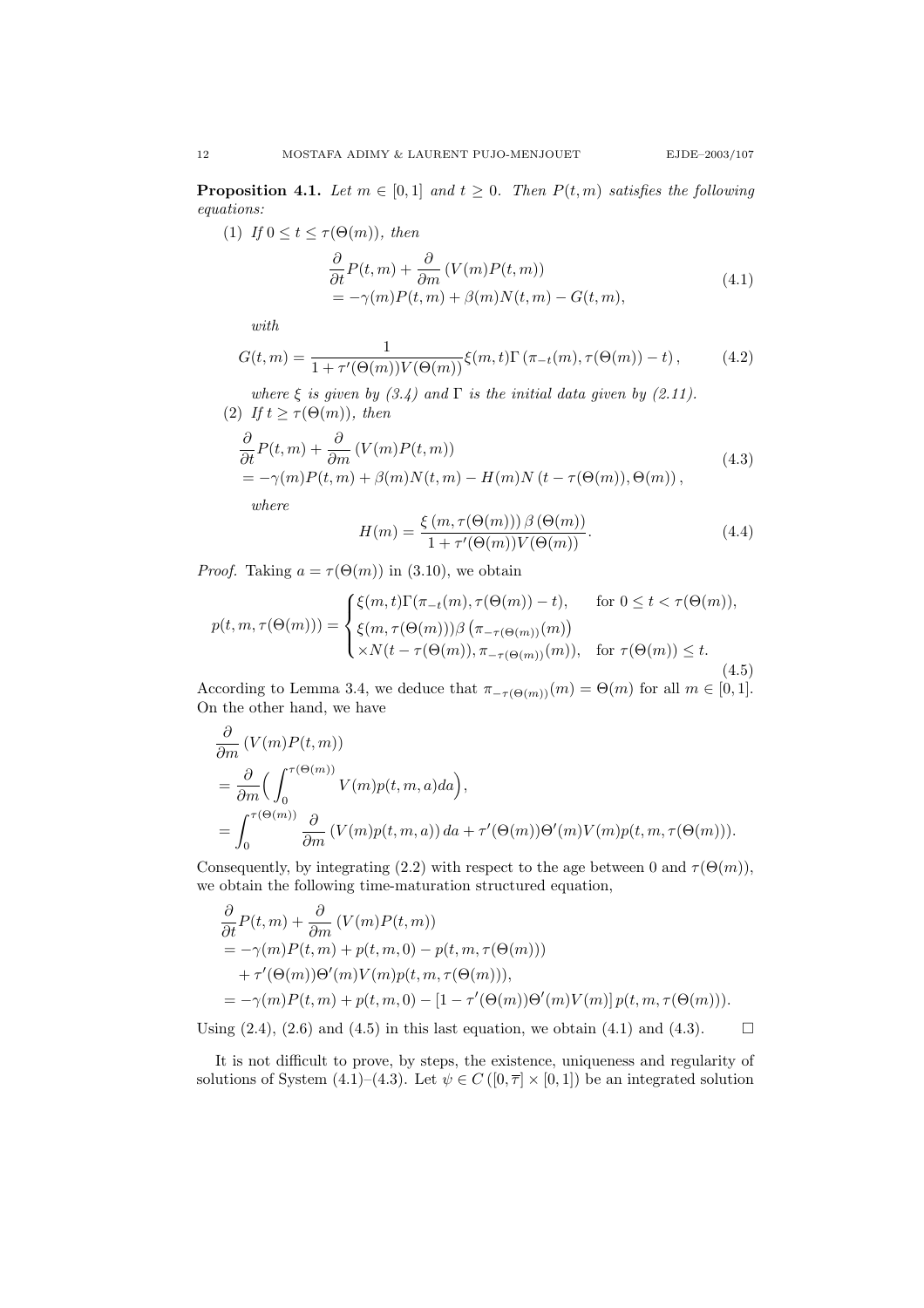**Proposition 4.1.** *Let $m \in [0,1]$ and $t \geq 0$. Then $P(t,m)$ satisfies the following equations:*

(1) *If $0 \leq t \leq \tau(\Theta(m))$, then*

$$
\begin{aligned}
&\frac{\partial}{\partial t} P(t,m) + \frac{\partial}{\partial m}\left(V(m)P(t,m)\right) \\
&= -\gamma(m)P(t,m) + \beta(m)N(t,m) - G(t,m),
\end{aligned}
\tag{4.1}
$$

*with*

$$
G(t,m) = \frac{1}{1+\tau'(\Theta(m))V(\Theta(m))}\xi(m,t)\Gamma\left(\pi_{-t}(m), \tau(\Theta(m)) - t\right), \tag{4.2}
$$

*where $\xi$ is given by (3.4) and $\Gamma$ is the initial data given by (2.11).*

(2) *If $t \geq \tau(\Theta(m))$, then*

$$
\begin{aligned}
&\frac{\partial}{\partial t} P(t,m) + \frac{\partial}{\partial m}\left(V(m)P(t,m)\right) \\
&= -\gamma(m)P(t,m) + \beta(m)N(t,m) - H(m)N\left(t - \tau(\Theta(m)), \Theta(m)\right),
\end{aligned}
\tag{4.3}
$$

*where*

$$
H(m) = \frac{\xi\left(m, \tau(\Theta(m))\right)\beta\left(\Theta(m)\right)}{1+\tau'(\Theta(m))V(\Theta(m))}. \tag{4.4}
$$

*Proof.* Taking $a = \tau(\Theta(m))$ in (3.10), we obtain

$$
p(t,m,\tau(\Theta(m))) = \begin{cases} \xi(m,t)\Gamma(\pi_{-t}(m), \tau(\Theta(m)) - t), & \text{for } 0 \leq t < \tau(\Theta(m)), \\ \xi(m, \tau(\Theta(m)))\beta\left(\pi_{-\tau(\Theta(m))}(m)\right) & \\ \times N(t - \tau(\Theta(m)), \pi_{-\tau(\Theta(m))}(m)), & \text{for } \tau(\Theta(m)) \leq t. \end{cases}
\tag{4.5}
$$

According to Lemma 3.4, we deduce that $\pi_{-\tau(\Theta(m))}(m) = \Theta(m)$ for all $m \in [0,1]$. On the other hand, we have

$$
\begin{aligned}
&\frac{\partial}{\partial m}\left(V(m)P(t,m)\right) \\
&= \frac{\partial}{\partial m}\Big(\int_0^{\tau(\Theta(m))} V(m)p(t,m,a)da\Big), \\
&= \int_0^{\tau(\Theta(m))} \frac{\partial}{\partial m}\left(V(m)p(t,m,a)\right)da + \tau'(\Theta(m))\Theta'(m)V(m)p(t,m,\tau(\Theta(m))).
\end{aligned}
$$

Consequently, by integrating (2.2) with respect to the age between 0 and $\tau(\Theta(m))$, we obtain the following time-maturation structured equation,

$$
\begin{aligned}
&\frac{\partial}{\partial t} P(t,m) + \frac{\partial}{\partial m}\left(V(m)P(t,m)\right) \\
&= -\gamma(m)P(t,m) + p(t,m,0) - p(t,m,\tau(\Theta(m))) \\
&\quad + \tau'(\Theta(m))\Theta'(m)V(m)p(t,m,\tau(\Theta(m))), \\
&= -\gamma(m)P(t,m) + p(t,m,0) - \left[1 - \tau'(\Theta(m))\Theta'(m)V(m)\right]p(t,m,\tau(\Theta(m))).
\end{aligned}
$$

Using (2.4), (2.6) and (4.5) in this last equation, we obtain (4.1) and (4.3). $\square$

It is not difficult to prove, by steps, the existence, uniqueness and regularity of solutions of System (4.1)–(4.3). Let $\psi \in C\left([0,\overline{\tau}] \times [0,1]\right)$ be an integrated solution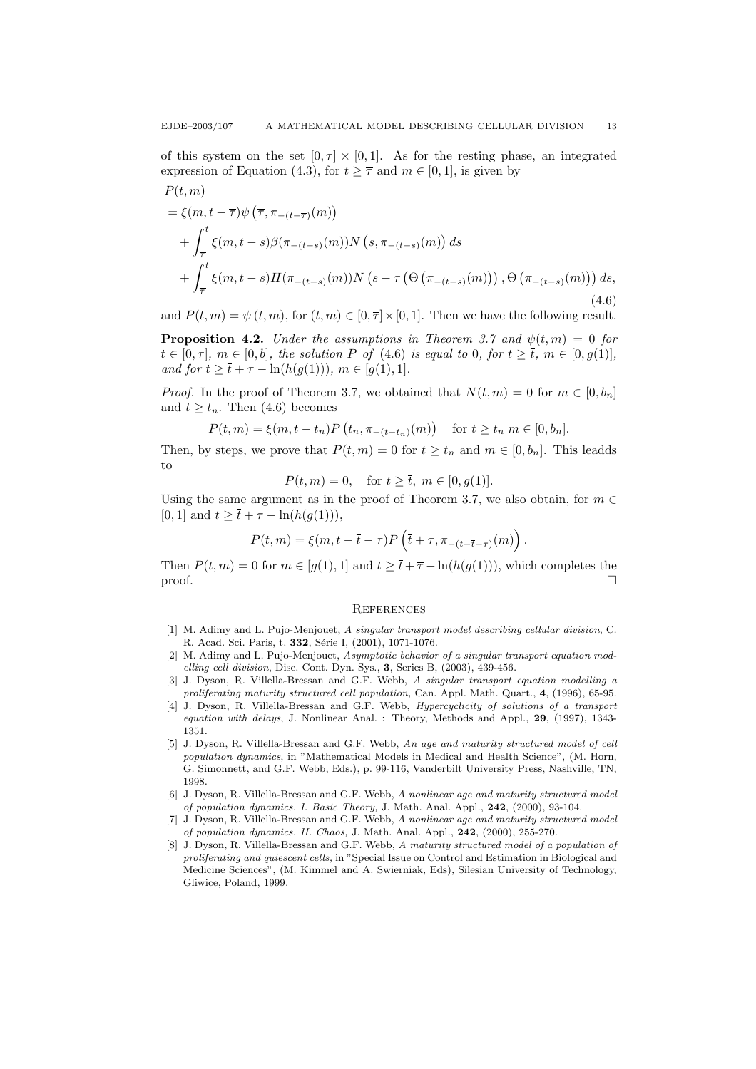of this system on the set $[0,\overline{\tau}] \times [0,1]$. As for the resting phase, an integrated expression of Equation (4.3), for $t \geq \overline{\tau}$ and $m \in [0,1]$, is given by

$$
\begin{aligned}
&P(t,m)\\
&= \xi(m, t-\overline{\tau})\psi\left(\overline{\tau}, \pi_{-(t-\overline{\tau})}(m)\right)\\
&\quad + \int_{\overline{\tau}}^{t} \xi(m,t-s)\beta(\pi_{-(t-s)}(m))N\left(s, \pi_{-(t-s)}(m)\right) ds\\
&\quad + \int_{\overline{\tau}}^{t} \xi(m,t-s)H(\pi_{-(t-s)}(m))N\left(s - \tau\left(\Theta\left(\pi_{-(t-s)}(m)\right)\right), \Theta\left(\pi_{-(t-s)}(m)\right)\right) ds,
\end{aligned}
\tag{4.6}
$$

and $P(t,m) = \psi(t,m)$, for $(t,m) \in [0,\overline{\tau}] \times [0,1]$. Then we have the following result.

**Proposition 4.2.** *Under the assumptions in Theorem 3.7 and $\psi(t,m) = 0$ for $t \in [0,\overline{\tau}]$, $m \in [0,b]$, the solution $P$ of (4.6) is equal to 0, for $t \geq \overline{t}$, $m \in [0, g(1)]$, and for $t \geq \overline{t} + \overline{\tau} - \ln(h(g(1)))$, $m \in [g(1), 1]$.*

*Proof.* In the proof of Theorem 3.7, we obtained that $N(t,m) = 0$ for $m \in [0, b_n]$ and $t \geq t_n$. Then (4.6) becomes

$$
P(t,m) = \xi(m, t-t_n)P\left(t_n, \pi_{-(t-t_n)}(m)\right) \quad \text{for } t \geq t_n \ m \in [0, b_n].
$$

Then, by steps, we prove that $P(t,m) = 0$ for $t \geq t_n$ and $m \in [0, b_n]$. This leadds to

$$
P(t,m) = 0, \quad \text{for } t \geq \overline{t},\ m \in [0, g(1)].
$$

Using the same argument as in the proof of Theorem 3.7, we also obtain, for $m \in [0,1]$ and $t \geq \overline{t} + \overline{\tau} - \ln(h(g(1)))$,

$$
P(t,m) = \xi(m, t - \overline{t} - \overline{\tau})P\left(\overline{t} + \overline{\tau}, \pi_{-(t-\overline{t}-\overline{\tau})}(m)\right).
$$

Then $P(t,m) = 0$ for $m \in [g(1), 1]$ and $t \geq \overline{t} + \overline{\tau} - \ln(h(g(1)))$, which completes the proof. $\square$

## References

[1] M. Adimy and L. Pujo-Menjouet, *A singular transport model describing cellular division*, C. R. Acad. Sci. Paris, t. **332**, Série I, (2001), 1071-1076.

[2] M. Adimy and L. Pujo-Menjouet, *Asymptotic behavior of a singular transport equation modelling cell division*, Disc. Cont. Dyn. Sys., **3**, Series B, (2003), 439-456.

[3] J. Dyson, R. Villella-Bressan and G.F. Webb, *A singular transport equation modelling a proliferating maturity structured cell population,* Can. Appl. Math. Quart., **4**, (1996), 65-95.

[4] J. Dyson, R. Villella-Bressan and G.F. Webb, *Hypercyclicity of solutions of a transport equation with delays*, J. Nonlinear Anal. : Theory, Methods and Appl., **29**, (1997), 1343-1351.

[5] J. Dyson, R. Villella-Bressan and G.F. Webb, *An age and maturity structured model of cell population dynamics*, in "Mathematical Models in Medical and Health Science", (M. Horn, G. Simonnett, and G.F. Webb, Eds.), p. 99-116, Vanderbilt University Press, Nashville, TN, 1998.

[6] J. Dyson, R. Villella-Bressan and G.F. Webb, *A nonlinear age and maturity structured model of population dynamics. I. Basic Theory,* J. Math. Anal. Appl., **242**, (2000), 93-104.

[7] J. Dyson, R. Villella-Bressan and G.F. Webb, *A nonlinear age and maturity structured model of population dynamics. II. Chaos,* J. Math. Anal. Appl., **242**, (2000), 255-270.

[8] J. Dyson, R. Villella-Bressan and G.F. Webb, *A maturity structured model of a population of proliferating and quiescent cells,* in "Special Issue on Control and Estimation in Biological and Medicine Sciences", (M. Kimmel and A. Swierniak, Eds), Silesian University of Technology, Gliwice, Poland, 1999.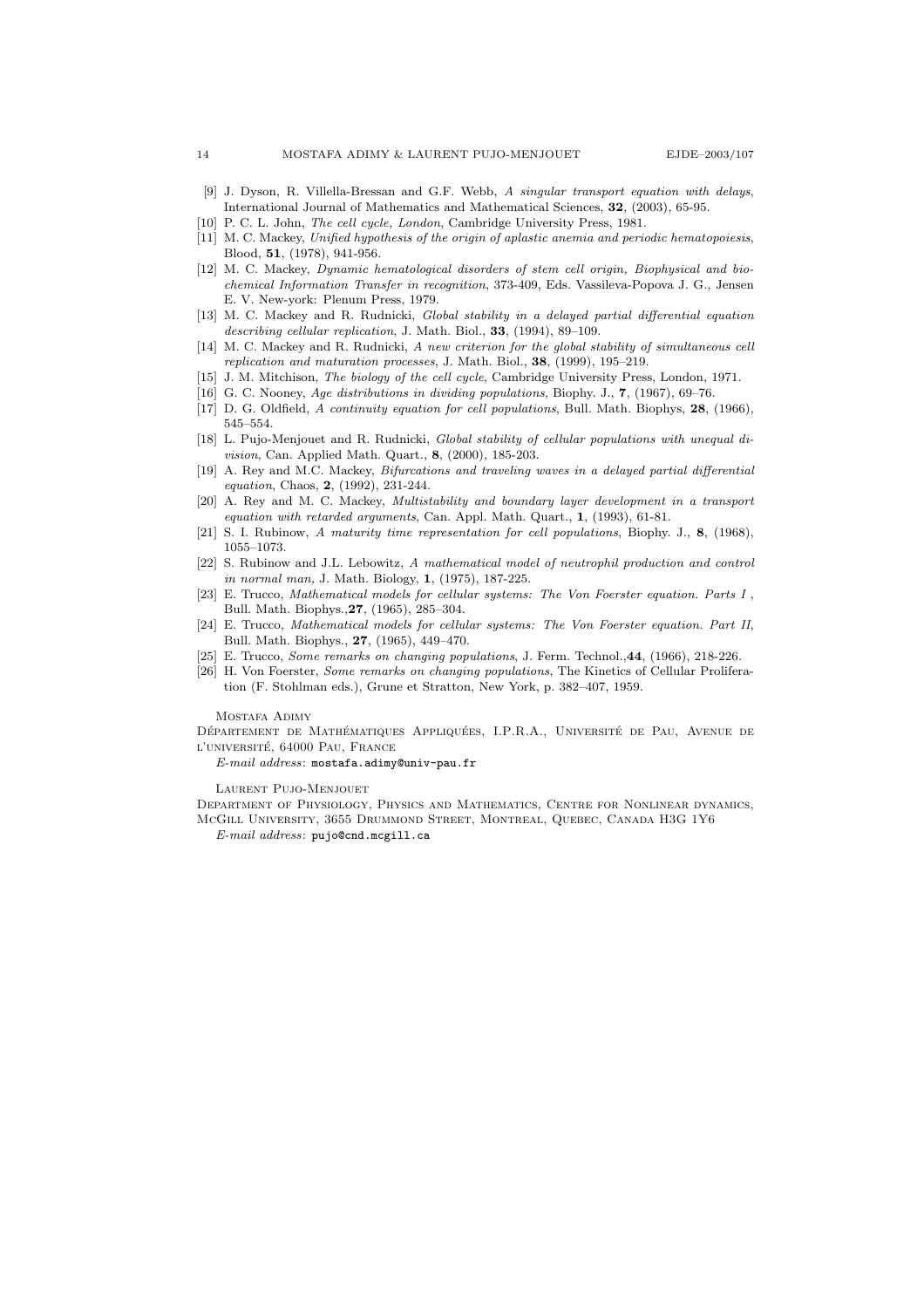[9] J. Dyson, R. Villella-Bressan and G.F. Webb, *A singular transport equation with delays*, International Journal of Mathematics and Mathematical Sciences, **32**, (2003), 65-95.

[10] P. C. L. John, *The cell cycle, London*, Cambridge University Press, 1981.

[11] M. C. Mackey, *Unified hypothesis of the origin of aplastic anemia and periodic hematopoiesis*, Blood, **51**, (1978), 941-956.

[12] M. C. Mackey, *Dynamic hematological disorders of stem cell origin, Biophysical and biochemical Information Transfer in recognition*, 373-409, Eds. Vassileva-Popova J. G., Jensen E. V. New-york: Plenum Press, 1979.

[13] M. C. Mackey and R. Rudnicki, *Global stability in a delayed partial differential equation describing cellular replication*, J. Math. Biol., **33**, (1994), 89–109.

[14] M. C. Mackey and R. Rudnicki, *A new criterion for the global stability of simultaneous cell replication and maturation processes*, J. Math. Biol., **38**, (1999), 195–219.

[15] J. M. Mitchison, *The biology of the cell cycle*, Cambridge University Press, London, 1971.

[16] G. C. Nooney, *Age distributions in dividing populations*, Biophy. J., **7**, (1967), 69–76.

[17] D. G. Oldfield, *A continuity equation for cell populations*, Bull. Math. Biophys, **28**, (1966), 545–554.

[18] L. Pujo-Menjouet and R. Rudnicki, *Global stability of cellular populations with unequal division*, Can. Applied Math. Quart., **8**, (2000), 185-203.

[19] A. Rey and M.C. Mackey, *Bifurcations and traveling waves in a delayed partial differential equation*, Chaos, **2**, (1992), 231-244.

[20] A. Rey and M. C. Mackey, *Multistability and boundary layer development in a transport equation with retarded arguments*, Can. Appl. Math. Quart., **1**, (1993), 61-81.

[21] S. I. Rubinow, *A maturity time representation for cell populations*, Biophy. J., **8**, (1968), 1055–1073.

[22] S. Rubinow and J.L. Lebowitz, *A mathematical model of neutrophil production and control in normal man,* J. Math. Biology, **1**, (1975), 187-225.

[23] E. Trucco, *Mathematical models for cellular systems: The Von Foerster equation. Parts I* , Bull. Math. Biophys.,**27**, (1965), 285–304.

[24] E. Trucco, *Mathematical models for cellular systems: The Von Foerster equation. Part II*, Bull. Math. Biophys., **27**, (1965), 449–470.

[25] E. Trucco, *Some remarks on changing populations*, J. Ferm. Technol.,**44**, (1966), 218-226.

[26] H. Von Foerster, *Some remarks on changing populations*, The Kinetics of Cellular Proliferation (F. Stohlman eds.), Grune et Stratton, New York, p. 382–407, 1959.

Mostafa Adimy

Département de Mathématiques Appliquées, I.P.R.A., Université de Pau, Avenue de l'université, 64000 Pau, France

*E-mail address*: mostafa.adimy@univ-pau.fr

Laurent Pujo-Menjouet

Department of Physiology, Physics and Mathematics, Centre for Nonlinear dynamics, McGill University, 3655 Drummond Street, Montreal, Quebec, Canada H3G 1Y6

*E-mail address*: pujo@cnd.mcgill.ca